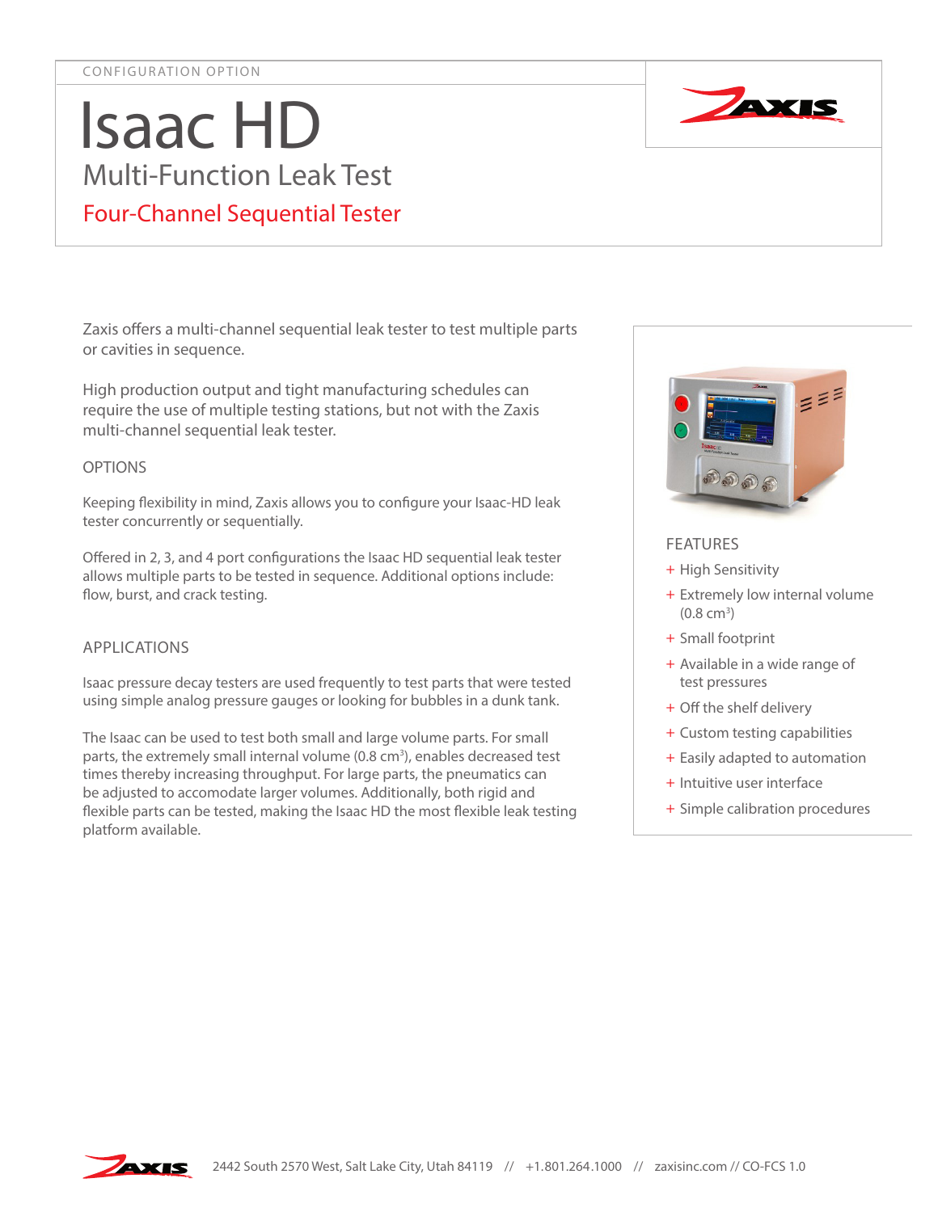CONFIGURATION OPTION

# Isaac HD

## Multi-Function Leak Test

## Four-Channel Sequential Tester

Zaxis offers a multi-channel sequential leak tester to test multiple parts or cavities in sequence.

High production output and tight manufacturing schedules can require the use of multiple testing stations, but not with the Zaxis multi-channel sequential leak tester.

### OPTIONS

Keeping flexibility in mind, Zaxis allows you to configure your Isaac-HD leak tester concurrently or sequentially.

Offered in 2, 3, and 4 port configurations the Isaac HD sequential leak tester allows multiple parts to be tested in sequence. Additional options include: flow, burst, and crack testing.

### APPLICATIONS

Isaac pressure decay testers are used frequently to test parts that were tested using simple analog pressure gauges or looking for bubbles in a dunk tank.

The Isaac can be used to test both small and large volume parts. For small parts, the extremely small internal volume (0.8 cm$^3$), enables decreased test times thereby increasing throughput. For large parts, the pneumatics can be adjusted to accomodate larger volumes. Additionally, both rigid and flexible parts can be tested, making the Isaac HD the most flexible leak testing platform available.

### FEATURES

- High Sensitivity
- Extremely low internal volume (0.8 cm$^3$)
- Small footprint
- Available in a wide range of test pressures
- Off the shelf delivery
- Custom testing capabilities
- Easily adapted to automation
- Intuitive user interface
- Simple calibration procedures

2442 South 2570 West, Salt Lake City, Utah 84119 // +1.801.264.1000 // zaxisinc.com // CO-FCS 1.0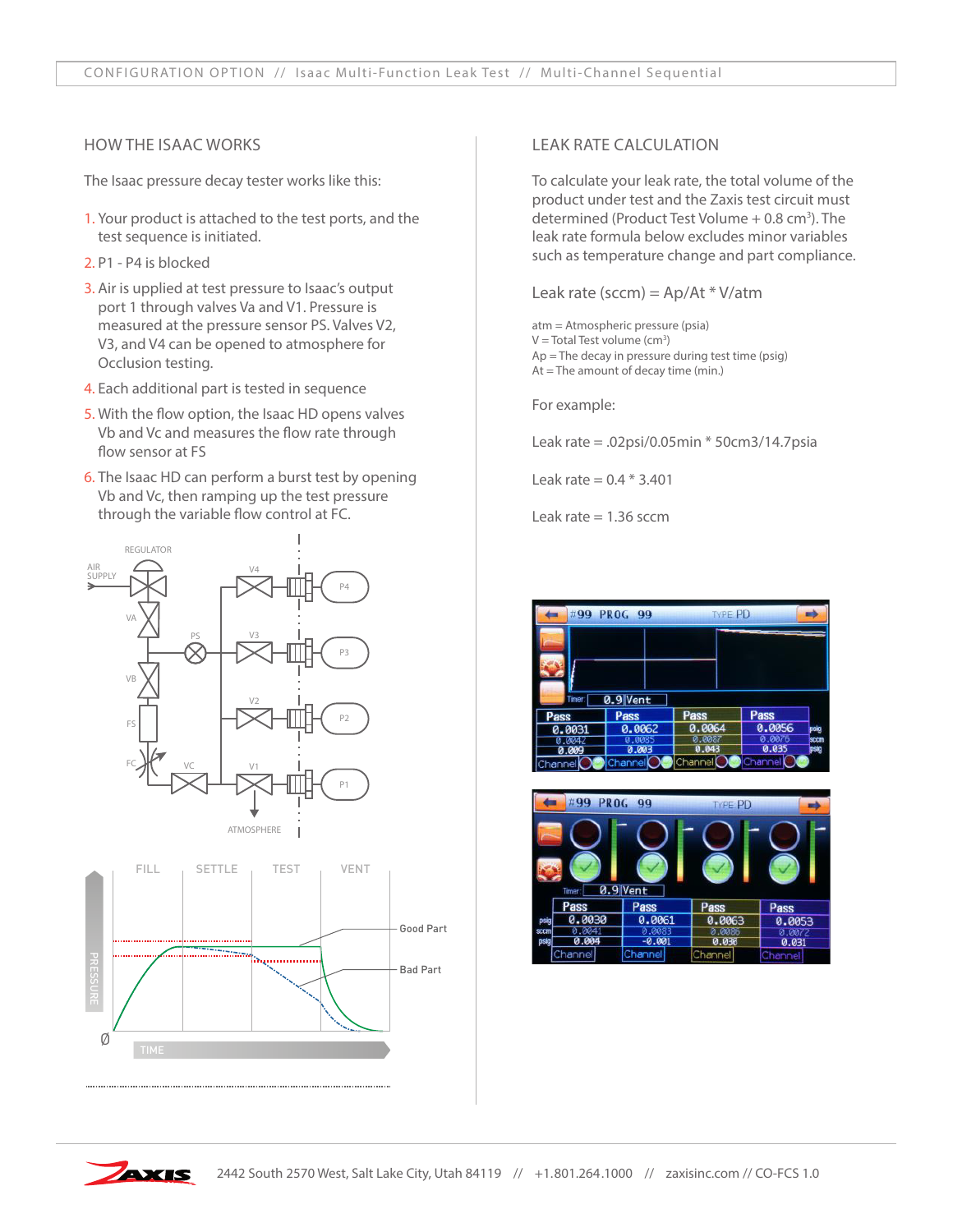## HOW THE ISAAC WORKS

The Isaac pressure decay tester works like this:

1. Your product is attached to the test ports, and the test sequence is initiated.
2. P1 - P4 is blocked
3. Air is applied at test pressure to Isaac's output port 1 through valves Va and V1. Pressure is measured at the pressure sensor PS. Valves V2, V3, and V4 can be opened to atmosphere for Occlusion testing.
4. Each additional part is tested in sequence
5. With the flow option, the Isaac HD opens valves Vb and Vc and measures the flow rate through flow sensor at FS
6. The Isaac HD can perform a burst test by opening Vb and Vc, then ramping up the test pressure through the variable flow control at FC.

REGULATOR
AIR SUPPLY
VA
VB
FS
FC
VC
PS
V4
V3
V2
V1
P4
P3
P2
P1
ATMOSPHERE

FILL
SETTLE
TEST
VENT
PRESSURE
Good Part
Bad Part
Ø
TIME

## LEAK RATE CALCULATION

To calculate your leak rate, the total volume of the product under test and the Zaxis test circuit must determined (Product Test Volume + 0.8 $cm^3$). The leak rate formula below excludes minor variables such as temperature change and part compliance.

Leak rate (sccm) = Ap/At * V/atm

atm = Atmospheric pressure (psia)
V = Total Test volume ($cm^3$)
Ap = The decay in pressure during test time (psig)
At = The amount of decay time (min.)

For example:

Leak rate = .02psi/0.05min * 50cm3/14.7psia

Leak rate = 0.4 * 3.401

Leak rate = 1.36 sccm

#99 PROG 99
TYPE PD
Timer 0.9 Vent
Pass 0.0031 0.0042 0.009 Channel
Pass 0.0062 0.0085 0.003 Channel
Pass 0.0064 0.0087 0.043 Channel
Pass 0.0056 0.0076 0.035 Channel
psig
sccm
psig

#99 PROG 99
TYPE PD
Timer 0.9 Vent
psig
sccm
psig
Pass 0.0030 0.0041 0.004 Channel
Pass 0.0061 0.0083 -0.001 Channel
Pass 0.0063 0.0086 0.038 Channel
Pass 0.0053 0.0072 0.031 Channel